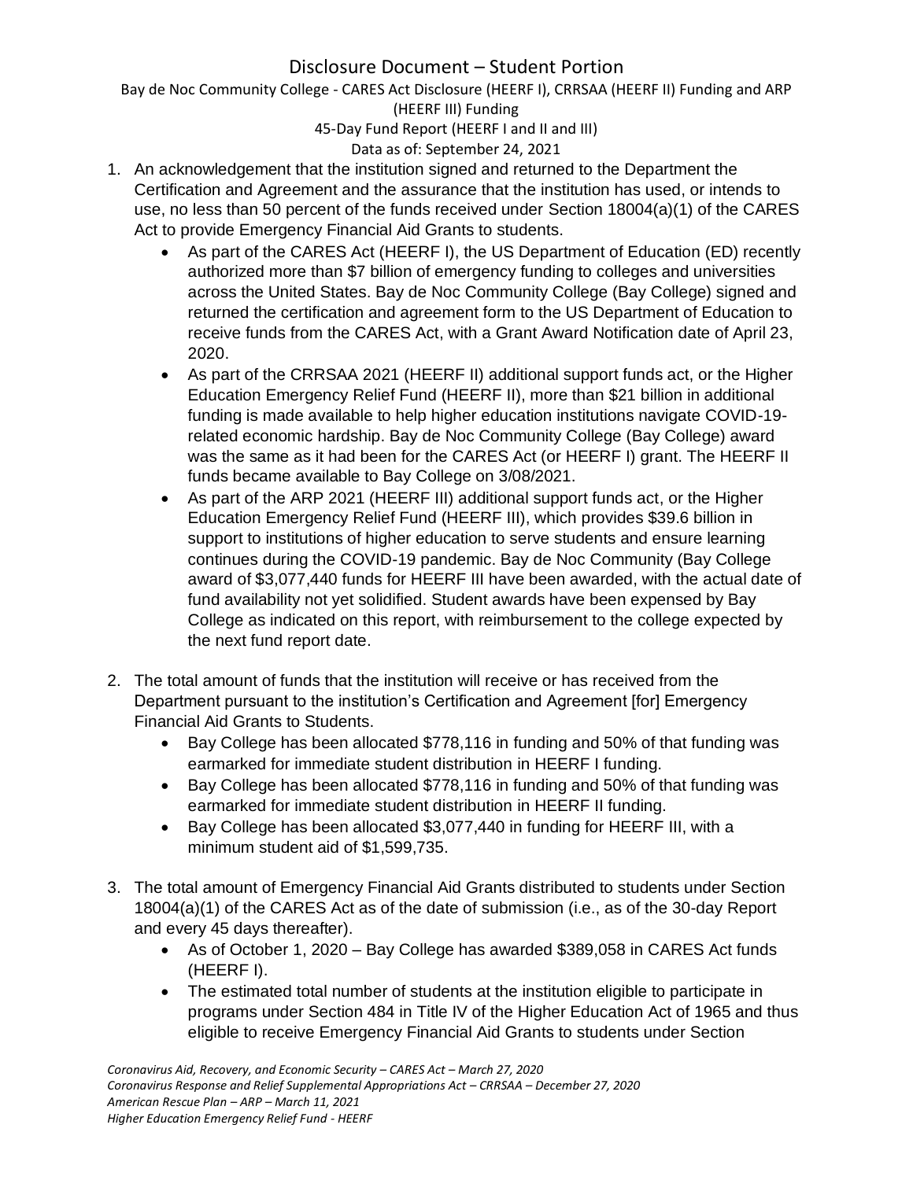# Disclosure Document – Student Portion

Bay de Noc Community College - CARES Act Disclosure (HEERF I), CRRSAA (HEERF II) Funding and ARP (HEERF III) Funding

45-Day Fund Report (HEERF I and II and III)

Data as of: September 24, 2021

1. An acknowledgement that the institution signed and returned to the Department the Certification and Agreement and the assurance that the institution has used, or intends to use, no less than 50 percent of the funds received under Section 18004(a)(1) of the CARES Act to provide Emergency Financial Aid Grants to students.
   - As part of the CARES Act (HEERF I), the US Department of Education (ED) recently authorized more than $7 billion of emergency funding to colleges and universities across the United States. Bay de Noc Community College (Bay College) signed and returned the certification and agreement form to the US Department of Education to receive funds from the CARES Act, with a Grant Award Notification date of April 23, 2020.
   - As part of the CRRSAA 2021 (HEERF II) additional support funds act, or the Higher Education Emergency Relief Fund (HEERF II), more than $21 billion in additional funding is made available to help higher education institutions navigate COVID-19-related economic hardship. Bay de Noc Community College (Bay College) award was the same as it had been for the CARES Act (or HEERF I) grant. The HEERF II funds became available to Bay College on 3/08/2021.
   - As part of the ARP 2021 (HEERF III) additional support funds act, or the Higher Education Emergency Relief Fund (HEERF III), which provides $39.6 billion in support to institutions of higher education to serve students and ensure learning continues during the COVID-19 pandemic. Bay de Noc Community (Bay College award of $3,077,440 funds for HEERF III have been awarded, with the actual date of fund availability not yet solidified. Student awards have been expensed by Bay College as indicated on this report, with reimbursement to the college expected by the next fund report date.

2. The total amount of funds that the institution will receive or has received from the Department pursuant to the institution's Certification and Agreement [for] Emergency Financial Aid Grants to Students.
   - Bay College has been allocated $778,116 in funding and 50% of that funding was earmarked for immediate student distribution in HEERF I funding.
   - Bay College has been allocated $778,116 in funding and 50% of that funding was earmarked for immediate student distribution in HEERF II funding.
   - Bay College has been allocated $3,077,440 in funding for HEERF III, with a minimum student aid of $1,599,735.

3. The total amount of Emergency Financial Aid Grants distributed to students under Section 18004(a)(1) of the CARES Act as of the date of submission (i.e., as of the 30-day Report and every 45 days thereafter).
   - As of October 1, 2020 – Bay College has awarded $389,058 in CARES Act funds (HEERF I).
   - The estimated total number of students at the institution eligible to participate in programs under Section 484 in Title IV of the Higher Education Act of 1965 and thus eligible to receive Emergency Financial Aid Grants to students under Section

*Coronavirus Aid, Recovery, and Economic Security – CARES Act – March 27, 2020*
*Coronavirus Response and Relief Supplemental Appropriations Act – CRRSAA – December 27, 2020*
*American Rescue Plan – ARP – March 11, 2021*
*Higher Education Emergency Relief Fund - HEERF*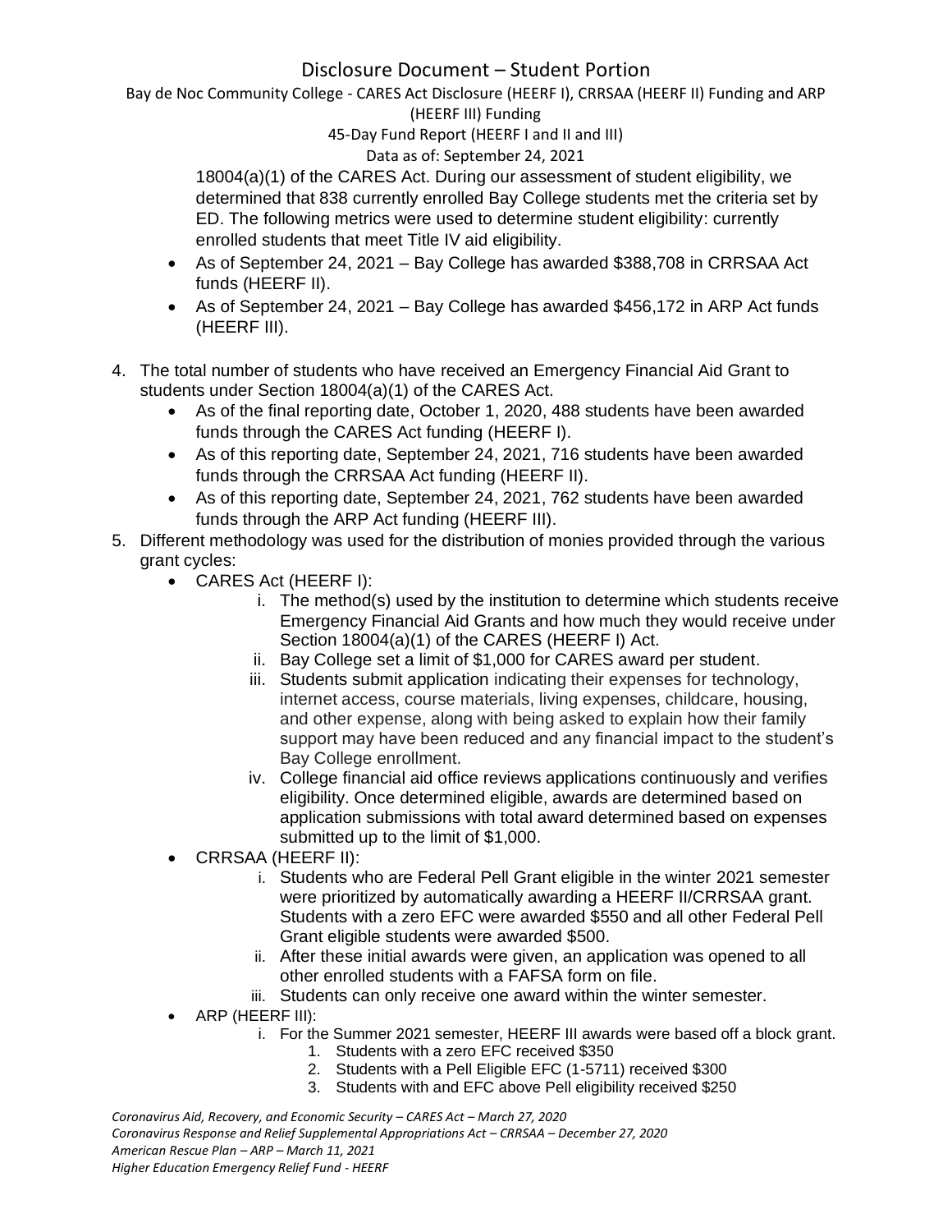18004(a)(1) of the CARES Act. During our assessment of student eligibility, we determined that 838 currently enrolled Bay College students met the criteria set by ED. The following metrics were used to determine student eligibility: currently enrolled students that meet Title IV aid eligibility.

- As of September 24, 2021 – Bay College has awarded $388,708 in CRRSAA Act funds (HEERF II).
- As of September 24, 2021 – Bay College has awarded $456,172 in ARP Act funds (HEERF III).

4. The total number of students who have received an Emergency Financial Aid Grant to students under Section 18004(a)(1) of the CARES Act.
   - As of the final reporting date, October 1, 2020, 488 students have been awarded funds through the CARES Act funding (HEERF I).
   - As of this reporting date, September 24, 2021, 716 students have been awarded funds through the CRRSAA Act funding (HEERF II).
   - As of this reporting date, September 24, 2021, 762 students have been awarded funds through the ARP Act funding (HEERF III).
5. Different methodology was used for the distribution of monies provided through the various grant cycles:
   - CARES Act (HEERF I):
     - i. The method(s) used by the institution to determine which students receive Emergency Financial Aid Grants and how much they would receive under Section 18004(a)(1) of the CARES (HEERF I) Act.
     - ii. Bay College set a limit of $1,000 for CARES award per student.
     - iii. Students submit application indicating their expenses for technology, internet access, course materials, living expenses, childcare, housing, and other expense, along with being asked to explain how their family support may have been reduced and any financial impact to the student's Bay College enrollment.
     - iv. College financial aid office reviews applications continuously and verifies eligibility. Once determined eligible, awards are determined based on application submissions with total award determined based on expenses submitted up to the limit of $1,000.
   - CRRSAA (HEERF II):
     - i. Students who are Federal Pell Grant eligible in the winter 2021 semester were prioritized by automatically awarding a HEERF II/CRRSAA grant. Students with a zero EFC were awarded $550 and all other Federal Pell Grant eligible students were awarded $500.
     - ii. After these initial awards were given, an application was opened to all other enrolled students with a FAFSA form on file.
     - iii. Students can only receive one award within the winter semester.
   - ARP (HEERF III):
     - i. For the Summer 2021 semester, HEERF III awards were based off a block grant.
       1. Students with a zero EFC received $350
       2. Students with a Pell Eligible EFC (1-5711) received $300
       3. Students with and EFC above Pell eligibility received $250

*Coronavirus Aid, Recovery, and Economic Security – CARES Act – March 27, 2020*
*Coronavirus Response and Relief Supplemental Appropriations Act – CRRSAA – December 27, 2020*
*American Rescue Plan – ARP – March 11, 2021*
*Higher Education Emergency Relief Fund - HEERF*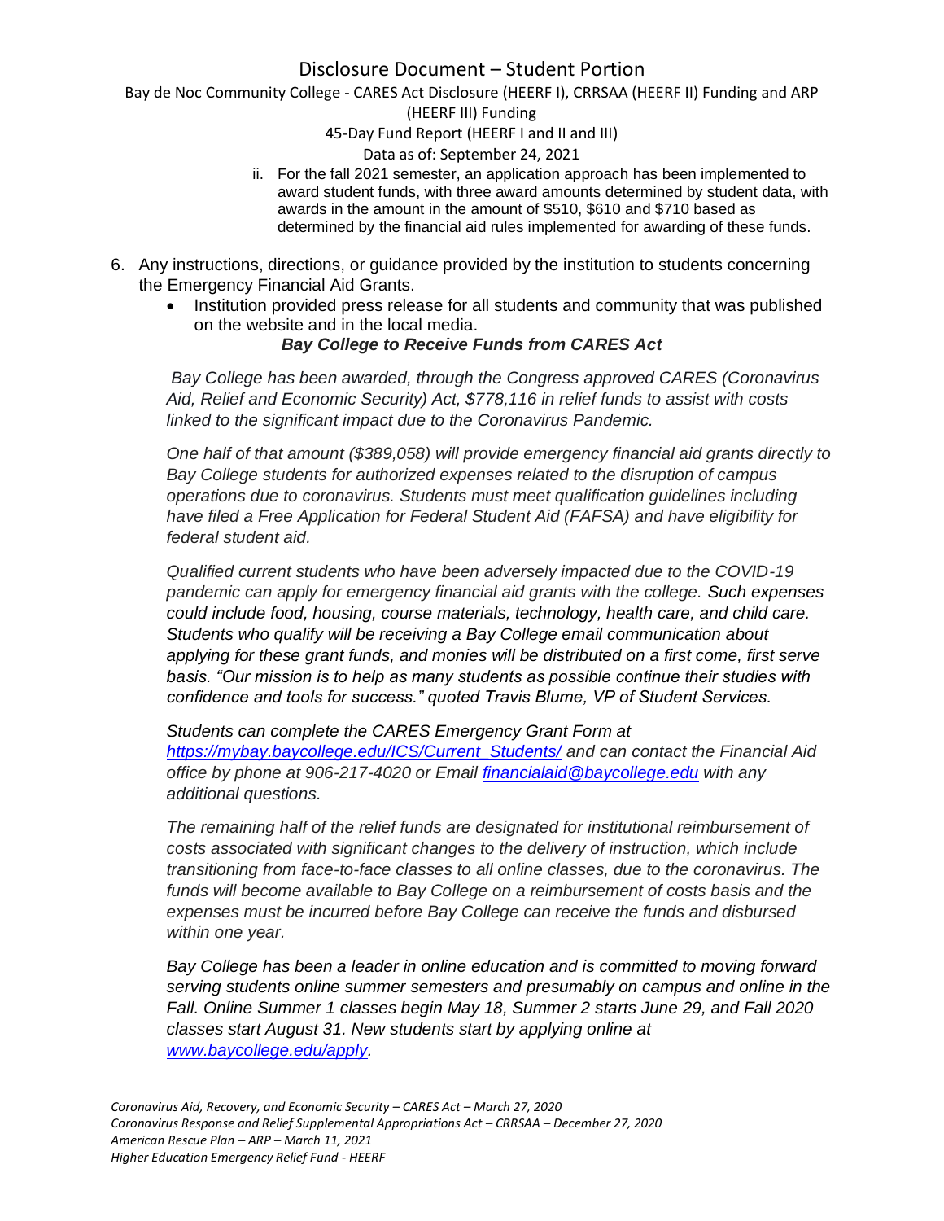ii. For the fall 2021 semester, an application approach has been implemented to award student funds, with three award amounts determined by student data, with awards in the amount in the amount of $510, $610 and $710 based as determined by the financial aid rules implemented for awarding of these funds.

6. Any instructions, directions, or guidance provided by the institution to students concerning the Emergency Financial Aid Grants.
   - Institution provided press release for all students and community that was published on the website and in the local media.

***Bay College to Receive Funds from CARES Act***

*Bay College has been awarded, through the Congress approved CARES (Coronavirus Aid, Relief and Economic Security) Act, $778,116 in relief funds to assist with costs linked to the significant impact due to the Coronavirus Pandemic.*

*One half of that amount ($389,058) will provide emergency financial aid grants directly to Bay College students for authorized expenses related to the disruption of campus operations due to coronavirus. Students must meet qualification guidelines including have filed a Free Application for Federal Student Aid (FAFSA) and have eligibility for federal student aid.*

*Qualified current students who have been adversely impacted due to the COVID-19 pandemic can apply for emergency financial aid grants with the college. Such expenses could include food, housing, course materials, technology, health care, and child care. Students who qualify will be receiving a Bay College email communication about applying for these grant funds, and monies will be distributed on a first come, first serve basis. "Our mission is to help as many students as possible continue their studies with confidence and tools for success." quoted Travis Blume, VP of Student Services.*

*Students can complete the CARES Emergency Grant Form at [https://mybay.baycollege.edu/ICS/Current_Students/](https://mybay.baycollege.edu/ICS/Current_Students/) and can contact the Financial Aid office by phone at 906-217-4020 or Email [financialaid@baycollege.edu](mailto:financialaid@baycollege.edu) with any additional questions.*

*The remaining half of the relief funds are designated for institutional reimbursement of costs associated with significant changes to the delivery of instruction, which include transitioning from face-to-face classes to all online classes, due to the coronavirus. The funds will become available to Bay College on a reimbursement of costs basis and the expenses must be incurred before Bay College can receive the funds and disbursed within one year.*

*Bay College has been a leader in online education and is committed to moving forward serving students online summer semesters and presumably on campus and online in the Fall. Online Summer 1 classes begin May 18, Summer 2 starts June 29, and Fall 2020 classes start August 31. New students start by applying online at [www.baycollege.edu/apply](http://www.baycollege.edu/apply).*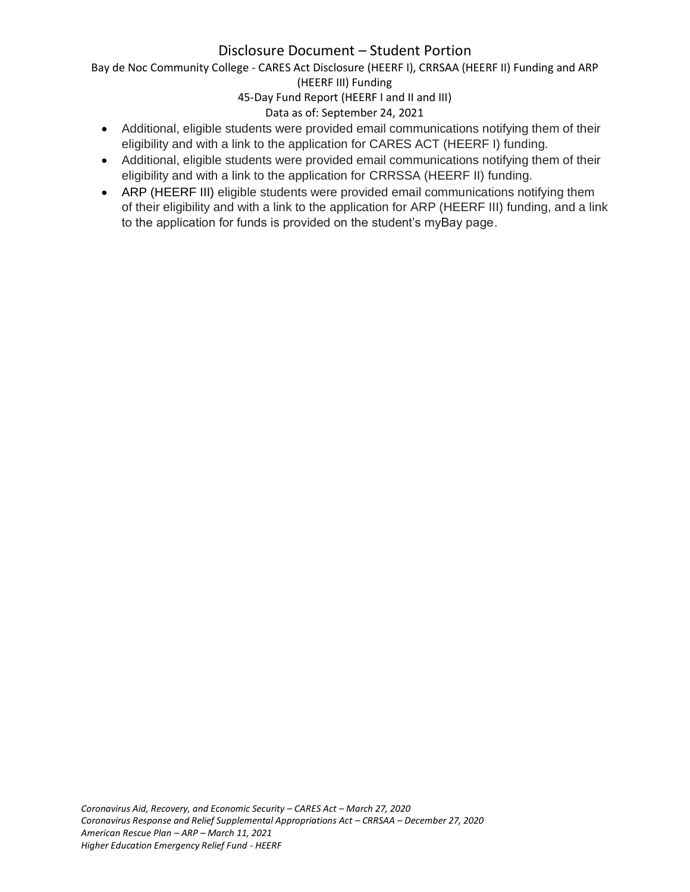Disclosure Document – Student Portion

Bay de Noc Community College - CARES Act Disclosure (HEERF I), CRRSAA (HEERF II) Funding and ARP (HEERF III) Funding

45-Day Fund Report (HEERF I and II and III)

Data as of: September 24, 2021

- Additional, eligible students were provided email communications notifying them of their eligibility and with a link to the application for CARES ACT (HEERF I) funding.
- Additional, eligible students were provided email communications notifying them of their eligibility and with a link to the application for CRRSSA (HEERF II) funding.
- ARP (HEERF III) eligible students were provided email communications notifying them of their eligibility and with a link to the application for ARP (HEERF III) funding, and a link to the application for funds is provided on the student's myBay page.

*Coronavirus Aid, Recovery, and Economic Security – CARES Act – March 27, 2020*
*Coronavirus Response and Relief Supplemental Appropriations Act – CRRSAA – December 27, 2020*
*American Rescue Plan – ARP – March 11, 2021*
*Higher Education Emergency Relief Fund - HEERF*